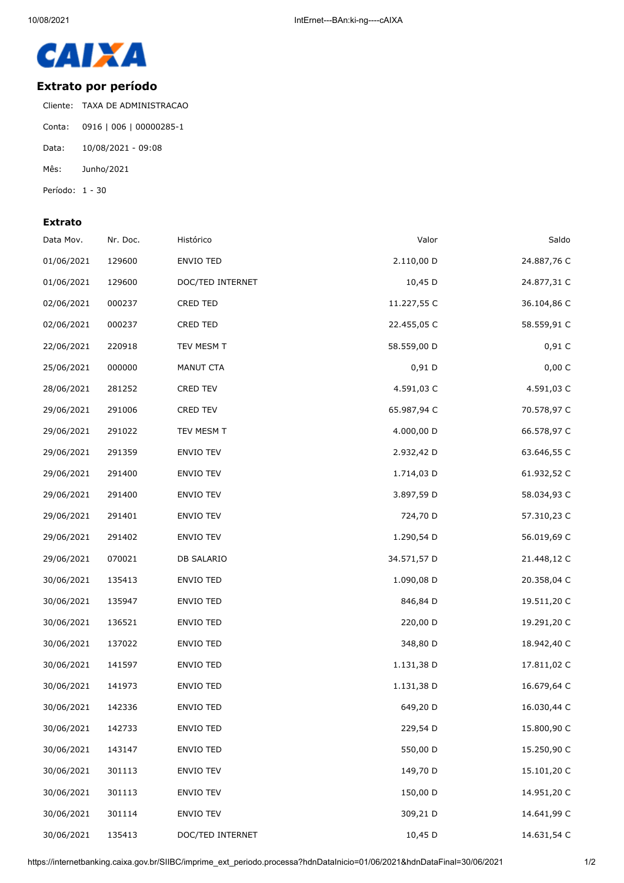CAIXA

## Extrato por período

Cliente: TAXA DE ADMINISTRACAO

Conta: 0916 | 006 | 00000285-1

Data: 10/08/2021 - 09:08

Mês: Junho/2021

Período: 1 - 30

### Extrato

| Data Mov. | Nr. Doc. | Histórico | Valor | Saldo |
|---|---|---|---|---|
| 01/06/2021 | 129600 | ENVIO TED | 2.110,00 D | 24.887,76 C |
| 01/06/2021 | 129600 | DOC/TED INTERNET | 10,45 D | 24.877,31 C |
| 02/06/2021 | 000237 | CRED TED | 11.227,55 C | 36.104,86 C |
| 02/06/2021 | 000237 | CRED TED | 22.455,05 C | 58.559,91 C |
| 22/06/2021 | 220918 | TEV MESM T | 58.559,00 D | 0,91 C |
| 25/06/2021 | 000000 | MANUT CTA | 0,91 D | 0,00 C |
| 28/06/2021 | 281252 | CRED TEV | 4.591,03 C | 4.591,03 C |
| 29/06/2021 | 291006 | CRED TEV | 65.987,94 C | 70.578,97 C |
| 29/06/2021 | 291022 | TEV MESM T | 4.000,00 D | 66.578,97 C |
| 29/06/2021 | 291359 | ENVIO TEV | 2.932,42 D | 63.646,55 C |
| 29/06/2021 | 291400 | ENVIO TEV | 1.714,03 D | 61.932,52 C |
| 29/06/2021 | 291400 | ENVIO TEV | 3.897,59 D | 58.034,93 C |
| 29/06/2021 | 291401 | ENVIO TEV | 724,70 D | 57.310,23 C |
| 29/06/2021 | 291402 | ENVIO TEV | 1.290,54 D | 56.019,69 C |
| 29/06/2021 | 070021 | DB SALARIO | 34.571,57 D | 21.448,12 C |
| 30/06/2021 | 135413 | ENVIO TED | 1.090,08 D | 20.358,04 C |
| 30/06/2021 | 135947 | ENVIO TED | 846,84 D | 19.511,20 C |
| 30/06/2021 | 136521 | ENVIO TED | 220,00 D | 19.291,20 C |
| 30/06/2021 | 137022 | ENVIO TED | 348,80 D | 18.942,40 C |
| 30/06/2021 | 141597 | ENVIO TED | 1.131,38 D | 17.811,02 C |
| 30/06/2021 | 141973 | ENVIO TED | 1.131,38 D | 16.679,64 C |
| 30/06/2021 | 142336 | ENVIO TED | 649,20 D | 16.030,44 C |
| 30/06/2021 | 142733 | ENVIO TED | 229,54 D | 15.800,90 C |
| 30/06/2021 | 143147 | ENVIO TED | 550,00 D | 15.250,90 C |
| 30/06/2021 | 301113 | ENVIO TEV | 149,70 D | 15.101,20 C |
| 30/06/2021 | 301113 | ENVIO TEV | 150,00 D | 14.951,20 C |
| 30/06/2021 | 301114 | ENVIO TEV | 309,21 D | 14.641,99 C |
| 30/06/2021 | 135413 | DOC/TED INTERNET | 10,45 D | 14.631,54 C |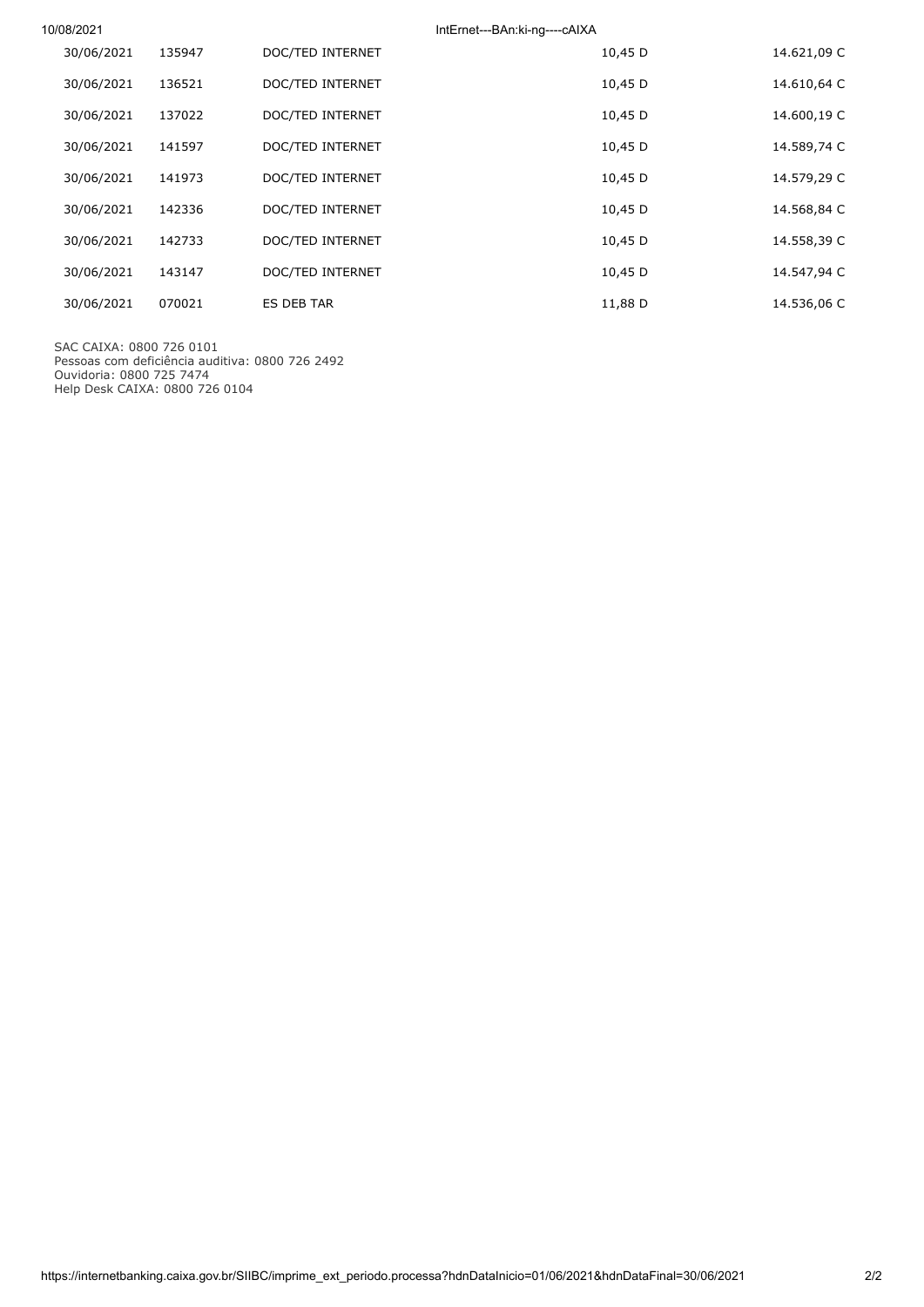| | | | | |
|---|---|---|---|---|
| 30/06/2021 | 135947 | DOC/TED INTERNET | 10,45 D | 14.621,09 C |
| 30/06/2021 | 136521 | DOC/TED INTERNET | 10,45 D | 14.610,64 C |
| 30/06/2021 | 137022 | DOC/TED INTERNET | 10,45 D | 14.600,19 C |
| 30/06/2021 | 141597 | DOC/TED INTERNET | 10,45 D | 14.589,74 C |
| 30/06/2021 | 141973 | DOC/TED INTERNET | 10,45 D | 14.579,29 C |
| 30/06/2021 | 142336 | DOC/TED INTERNET | 10,45 D | 14.568,84 C |
| 30/06/2021 | 142733 | DOC/TED INTERNET | 10,45 D | 14.558,39 C |
| 30/06/2021 | 143147 | DOC/TED INTERNET | 10,45 D | 14.547,94 C |
| 30/06/2021 | 070021 | ES DEB TAR | 11,88 D | 14.536,06 C |

SAC CAIXA: 0800 726 0101
Pessoas com deficiência auditiva: 0800 726 2492
Ouvidoria: 0800 725 7474
Help Desk CAIXA: 0800 726 0104